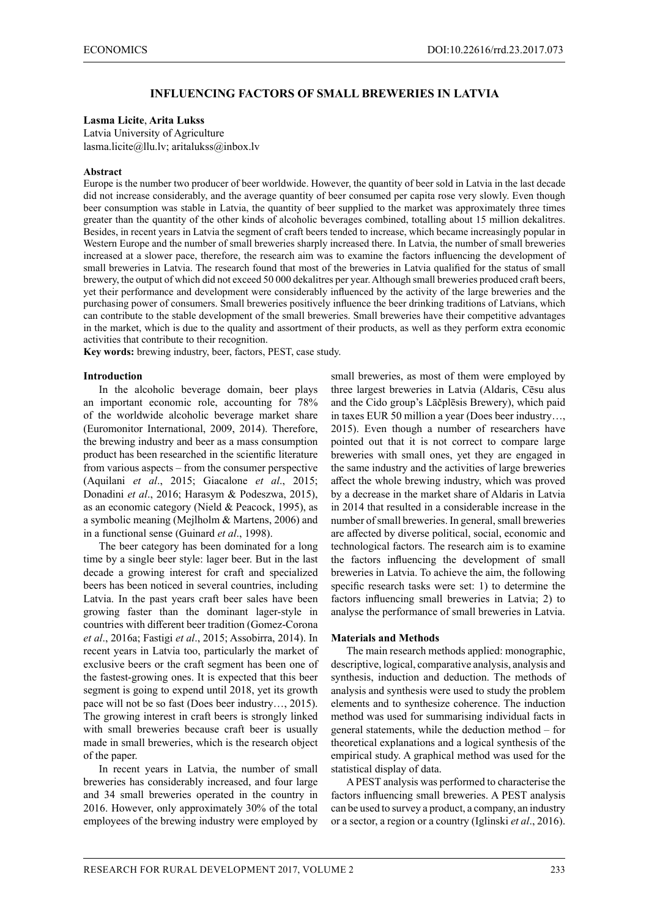# INFLUENCING FACTORS OF SMALL BREWERIES IN LATVIA

**Lasma Licite**, **Arita Lukss**
Latvia University of Agriculture
lasma.licite@llu.lv; aritalukss@inbox.lv

## Abstract

Europe is the number two producer of beer worldwide. However, the quantity of beer sold in Latvia in the last decade did not increase considerably, and the average quantity of beer consumed per capita rose very slowly. Even though beer consumption was stable in Latvia, the quantity of beer supplied to the market was approximately three times greater than the quantity of the other kinds of alcoholic beverages combined, totalling about 15 million dekalitres. Besides, in recent years in Latvia the segment of craft beers tended to increase, which became increasingly popular in Western Europe and the number of small breweries sharply increased there. In Latvia, the number of small breweries increased at a slower pace, therefore, the research aim was to examine the factors influencing the development of small breweries in Latvia. The research found that most of the breweries in Latvia qualified for the status of small brewery, the output of which did not exceed 50 000 dekalitres per year. Although small breweries produced craft beers, yet their performance and development were considerably influenced by the activity of the large breweries and the purchasing power of consumers. Small breweries positively influence the beer drinking traditions of Latvians, which can contribute to the stable development of the small breweries. Small breweries have their competitive advantages in the market, which is due to the quality and assortment of their products, as well as they perform extra economic activities that contribute to their recognition.

**Key words:** brewing industry, beer, factors, PEST, case study.

## Introduction

In the alcoholic beverage domain, beer plays an important economic role, accounting for 78% of the worldwide alcoholic beverage market share (Euromonitor International, 2009, 2014). Therefore, the brewing industry and beer as a mass consumption product has been researched in the scientific literature from various aspects – from the consumer perspective (Aquilani *et al*., 2015; Giacalone *et al*., 2015; Donadini *et al*., 2016; Harasym & Podeszwa, 2015), as an economic category (Nield & Peacock, 1995), as a symbolic meaning (Mejlholm & Martens, 2006) and in a functional sense (Guinard *et al*., 1998).

The beer category has been dominated for a long time by a single beer style: lager beer. But in the last decade a growing interest for craft and specialized beers has been noticed in several countries, including Latvia. In the past years craft beer sales have been growing faster than the dominant lager-style in countries with different beer tradition (Gomez-Corona *et al*., 2016a; Fastigi *et al*., 2015; Assobirra, 2014). In recent years in Latvia too, particularly the market of exclusive beers or the craft segment has been one of the fastest-growing ones. It is expected that this beer segment is going to expend until 2018, yet its growth pace will not be so fast (Does beer industry…, 2015). The growing interest in craft beers is strongly linked with small breweries because craft beer is usually made in small breweries, which is the research object of the paper.

In recent years in Latvia, the number of small breweries has considerably increased, and four large and 34 small breweries operated in the country in 2016. However, only approximately 30% of the total employees of the brewing industry were employed by small breweries, as most of them were employed by three largest breweries in Latvia (Aldaris, Cēsu alus and the Cido group's Lāčplēsis Brewery), which paid in taxes EUR 50 million a year (Does beer industry…, 2015). Even though a number of researchers have pointed out that it is not correct to compare large breweries with small ones, yet they are engaged in the same industry and the activities of large breweries affect the whole brewing industry, which was proved by a decrease in the market share of Aldaris in Latvia in 2014 that resulted in a considerable increase in the number of small breweries. In general, small breweries are affected by diverse political, social, economic and technological factors. The research aim is to examine the factors influencing the development of small breweries in Latvia. To achieve the aim, the following specific research tasks were set: 1) to determine the factors influencing small breweries in Latvia; 2) to analyse the performance of small breweries in Latvia.

## Materials and Methods

The main research methods applied: monographic, descriptive, logical, comparative analysis, analysis and synthesis, induction and deduction. The methods of analysis and synthesis were used to study the problem elements and to synthesize coherence. The induction method was used for summarising individual facts in general statements, while the deduction method – for theoretical explanations and a logical synthesis of the empirical study. A graphical method was used for the statistical display of data.

A PEST analysis was performed to characterise the factors influencing small breweries. A PEST analysis can be used to survey a product, a company, an industry or a sector, a region or a country (Iglinski *et al*., 2016).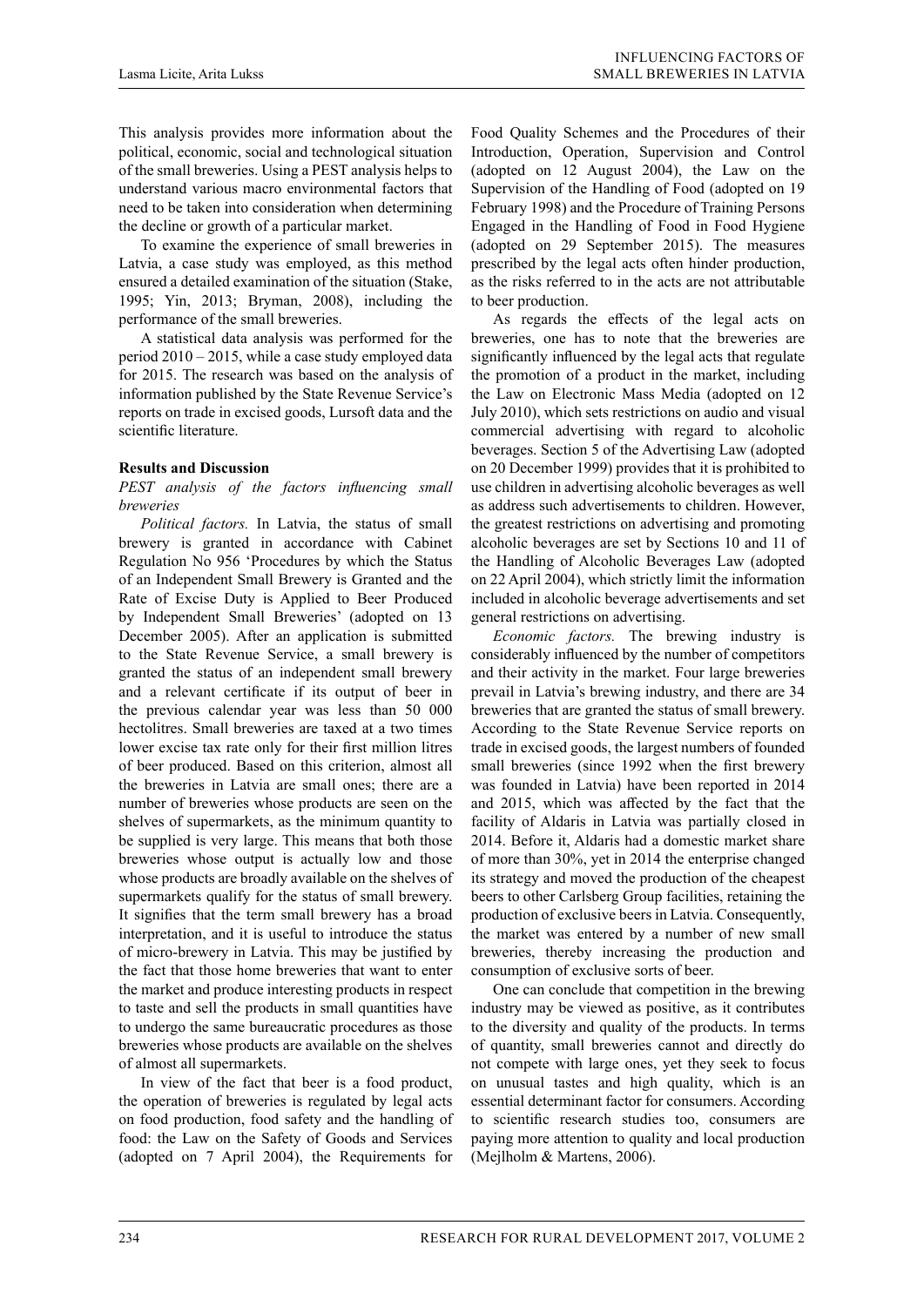This analysis provides more information about the political, economic, social and technological situation of the small breweries. Using a PEST analysis helps to understand various macro environmental factors that need to be taken into consideration when determining the decline or growth of a particular market.

To examine the experience of small breweries in Latvia, a case study was employed, as this method ensured a detailed examination of the situation (Stake, 1995; Yin, 2013; Bryman, 2008), including the performance of the small breweries.

A statistical data analysis was performed for the period 2010 – 2015, while a case study employed data for 2015. The research was based on the analysis of information published by the State Revenue Service's reports on trade in excised goods, Lursoft data and the scientific literature.

**Results and Discussion**

*PEST analysis of the factors influencing small breweries*

*Political factors.* In Latvia, the status of small brewery is granted in accordance with Cabinet Regulation No 956 'Procedures by which the Status of an Independent Small Brewery is Granted and the Rate of Excise Duty is Applied to Beer Produced by Independent Small Breweries' (adopted on 13 December 2005). After an application is submitted to the State Revenue Service, a small brewery is granted the status of an independent small brewery and a relevant certificate if its output of beer in the previous calendar year was less than 50 000 hectolitres. Small breweries are taxed at a two times lower excise tax rate only for their first million litres of beer produced. Based on this criterion, almost all the breweries in Latvia are small ones; there are a number of breweries whose products are seen on the shelves of supermarkets, as the minimum quantity to be supplied is very large. This means that both those breweries whose output is actually low and those whose products are broadly available on the shelves of supermarkets qualify for the status of small brewery. It signifies that the term small brewery has a broad interpretation, and it is useful to introduce the status of micro-brewery in Latvia. This may be justified by the fact that those home breweries that want to enter the market and produce interesting products in respect to taste and sell the products in small quantities have to undergo the same bureaucratic procedures as those breweries whose products are available on the shelves of almost all supermarkets.

In view of the fact that beer is a food product, the operation of breweries is regulated by legal acts on food production, food safety and the handling of food: the Law on the Safety of Goods and Services (adopted on 7 April 2004), the Requirements for Food Quality Schemes and the Procedures of their Introduction, Operation, Supervision and Control (adopted on 12 August 2004), the Law on the Supervision of the Handling of Food (adopted on 19 February 1998) and the Procedure of Training Persons Engaged in the Handling of Food in Food Hygiene (adopted on 29 September 2015). The measures prescribed by the legal acts often hinder production, as the risks referred to in the acts are not attributable to beer production.

As regards the effects of the legal acts on breweries, one has to note that the breweries are significantly influenced by the legal acts that regulate the promotion of a product in the market, including the Law on Electronic Mass Media (adopted on 12 July 2010), which sets restrictions on audio and visual commercial advertising with regard to alcoholic beverages. Section 5 of the Advertising Law (adopted on 20 December 1999) provides that it is prohibited to use children in advertising alcoholic beverages as well as address such advertisements to children. However, the greatest restrictions on advertising and promoting alcoholic beverages are set by Sections 10 and 11 of the Handling of Alcoholic Beverages Law (adopted on 22 April 2004), which strictly limit the information included in alcoholic beverage advertisements and set general restrictions on advertising.

*Economic factors.* The brewing industry is considerably influenced by the number of competitors and their activity in the market. Four large breweries prevail in Latvia's brewing industry, and there are 34 breweries that are granted the status of small brewery. According to the State Revenue Service reports on trade in excised goods, the largest numbers of founded small breweries (since 1992 when the first brewery was founded in Latvia) have been reported in 2014 and 2015, which was affected by the fact that the facility of Aldaris in Latvia was partially closed in 2014. Before it, Aldaris had a domestic market share of more than 30%, yet in 2014 the enterprise changed its strategy and moved the production of the cheapest beers to other Carlsberg Group facilities, retaining the production of exclusive beers in Latvia. Consequently, the market was entered by a number of new small breweries, thereby increasing the production and consumption of exclusive sorts of beer.

One can conclude that competition in the brewing industry may be viewed as positive, as it contributes to the diversity and quality of the products. In terms of quantity, small breweries cannot and directly do not compete with large ones, yet they seek to focus on unusual tastes and high quality, which is an essential determinant factor for consumers. According to scientific research studies too, consumers are paying more attention to quality and local production (Mejlholm & Martens, 2006).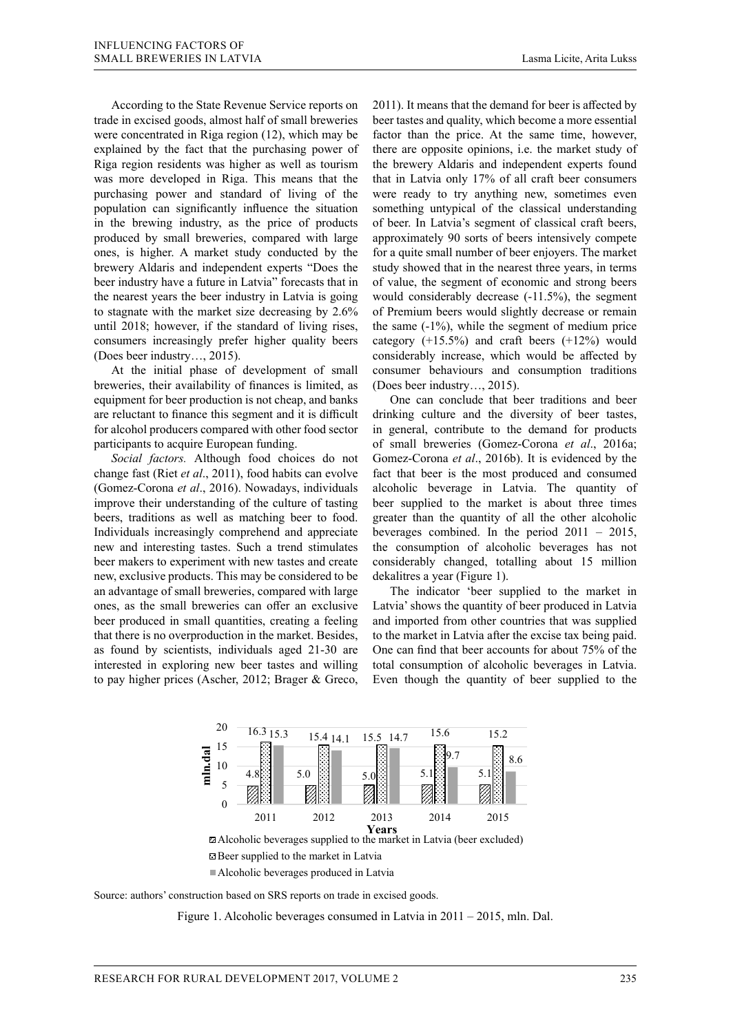According to the State Revenue Service reports on trade in excised goods, almost half of small breweries were concentrated in Riga region (12), which may be explained by the fact that the purchasing power of Riga region residents was higher as well as tourism was more developed in Riga. This means that the purchasing power and standard of living of the population can significantly influence the situation in the brewing industry, as the price of products produced by small breweries, compared with large ones, is higher. A market study conducted by the brewery Aldaris and independent experts "Does the beer industry have a future in Latvia" forecasts that in the nearest years the beer industry in Latvia is going to stagnate with the market size decreasing by 2.6% until 2018; however, if the standard of living rises, consumers increasingly prefer higher quality beers (Does beer industry…, 2015).

At the initial phase of development of small breweries, their availability of finances is limited, as equipment for beer production is not cheap, and banks are reluctant to finance this segment and it is difficult for alcohol producers compared with other food sector participants to acquire European funding.

*Social factors.* Although food choices do not change fast (Riet *et al*., 2011), food habits can evolve (Gomez-Corona *et al*., 2016). Nowadays, individuals improve their understanding of the culture of tasting beers, traditions as well as matching beer to food. Individuals increasingly comprehend and appreciate new and interesting tastes. Such a trend stimulates beer makers to experiment with new tastes and create new, exclusive products. This may be considered to be an advantage of small breweries, compared with large ones, as the small breweries can offer an exclusive beer produced in small quantities, creating a feeling that there is no overproduction in the market. Besides, as found by scientists, individuals aged 21-30 are interested in exploring new beer tastes and willing to pay higher prices (Ascher, 2012; Brager & Greco, 2011). It means that the demand for beer is affected by beer tastes and quality, which become a more essential factor than the price. At the same time, however, there are opposite opinions, i.e. the market study of the brewery Aldaris and independent experts found that in Latvia only 17% of all craft beer consumers were ready to try anything new, sometimes even something untypical of the classical understanding of beer. In Latvia's segment of classical craft beers, approximately 90 sorts of beers intensively compete for a quite small number of beer enjoyers. The market study showed that in the nearest three years, in terms of value, the segment of economic and strong beers would considerably decrease (-11.5%), the segment of Premium beers would slightly decrease or remain the same (-1%), while the segment of medium price category (+15.5%) and craft beers (+12%) would considerably increase, which would be affected by consumer behaviours and consumption traditions (Does beer industry…, 2015).

One can conclude that beer traditions and beer drinking culture and the diversity of beer tastes, in general, contribute to the demand for products of small breweries (Gomez-Corona *et al*., 2016a; Gomez-Corona *et al*., 2016b). It is evidenced by the fact that beer is the most produced and consumed alcoholic beverage in Latvia. The quantity of beer supplied to the market is about three times greater than the quantity of all the other alcoholic beverages combined. In the period 2011 – 2015, the consumption of alcoholic beverages has not considerably changed, totalling about 15 million dekalitres a year (Figure 1).

The indicator 'beer supplied to the market in Latvia' shows the quantity of beer produced in Latvia and imported from other countries that was supplied to the market in Latvia after the excise tax being paid. One can find that beer accounts for about 75% of the total consumption of alcoholic beverages in Latvia. Even though the quantity of beer supplied to the

| Years | Alcoholic beverages supplied to the market in Latvia (beer excluded) | Beer supplied to the market in Latvia | Alcoholic beverages produced in Latvia |
|---|---|---|---|
| 2011 | 4.8 | 16.3 | 15.3 |
| 2012 | 5.0 | 15.4 | 14.1 |
| 2013 | 5.0 | 15.5 | 14.7 |
| 2014 | 5.1 | 15.6 | 9.7 |
| 2015 | 5.1 | 15.2 | 8.6 |

Source: authors' construction based on SRS reports on trade in excised goods.

Figure 1. Alcoholic beverages consumed in Latvia in 2011 – 2015, mln. Dal.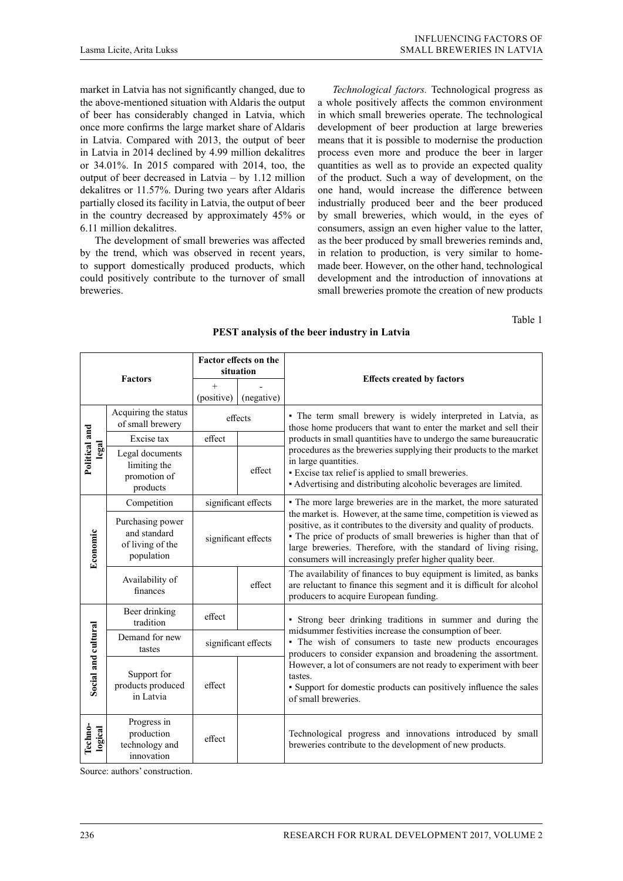market in Latvia has not significantly changed, due to the above-mentioned situation with Aldaris the output of beer has considerably changed in Latvia, which once more confirms the large market share of Aldaris in Latvia. Compared with 2013, the output of beer in Latvia in 2014 declined by 4.99 million dekalitres or 34.01%. In 2015 compared with 2014, too, the output of beer decreased in Latvia – by 1.12 million dekalitres or 11.57%. During two years after Aldaris partially closed its facility in Latvia, the output of beer in the country decreased by approximately 45% or 6.11 million dekalitres.

The development of small breweries was affected by the trend, which was observed in recent years, to support domestically produced products, which could positively contribute to the turnover of small breweries.

*Technological factors.* Technological progress as a whole positively affects the common environment in which small breweries operate. The technological development of beer production at large breweries means that it is possible to modernise the production process even more and produce the beer in larger quantities as well as to provide an expected quality of the product. Such a way of development, on the one hand, would increase the difference between industrially produced beer and the beer produced by small breweries, which would, in the eyes of consumers, assign an even higher value to the latter, as the beer produced by small breweries reminds and, in relation to production, is very similar to home-made beer. However, on the other hand, technological development and the introduction of innovations at small breweries promote the creation of new products

Table 1

**PEST analysis of the beer industry in Latvia**

| Factors | | Factor effects on the situation: + (positive) | Factor effects on the situation: - (negative) | Effects created by factors |
|---|---|---|---|---|
| Political and legal | Acquiring the status of small brewery | effects | | ▪ The term small brewery is widely interpreted in Latvia, as those home producers that want to enter the market and sell their products in small quantities have to undergo the same bureaucratic procedures as the breweries supplying their products to the market in large quantities. ▪ Excise tax relief is applied to small breweries. ▪ Advertising and distributing alcoholic beverages are limited. |
| | Excise tax | effect | | |
| | Legal documents limiting the promotion of products | | effect | |
| Economic | Competition | significant effects | | ▪ The more large breweries are in the market, the more saturated the market is. However, at the same time, competition is viewed as positive, as it contributes to the diversity and quality of products. ▪ The price of products of small breweries is higher than that of large breweries. Therefore, with the standard of living rising, consumers will increasingly prefer higher quality beer. |
| | Purchasing power and standard of living of the population | significant effects | | |
| | Availability of finances | | effect | The availability of finances to buy equipment is limited, as banks are reluctant to finance this segment and it is difficult for alcohol producers to acquire European funding. |
| Social and cultural | Beer drinking tradition | effect | | ▪ Strong beer drinking traditions in summer and during the midsummer festivities increase the consumption of beer. ▪ The wish of consumers to taste new products encourages producers to consider expansion and broadening the assortment. However, a lot of consumers are not ready to experiment with beer tastes. ▪ Support for domestic products can positively influence the sales of small breweries. |
| | Demand for new tastes | significant effects | | |
| | Support for products produced in Latvia | effect | | |
| Techno-logical | Progress in production technology and innovation | effect | | Technological progress and innovations introduced by small breweries contribute to the development of new products. |

Source: authors' construction.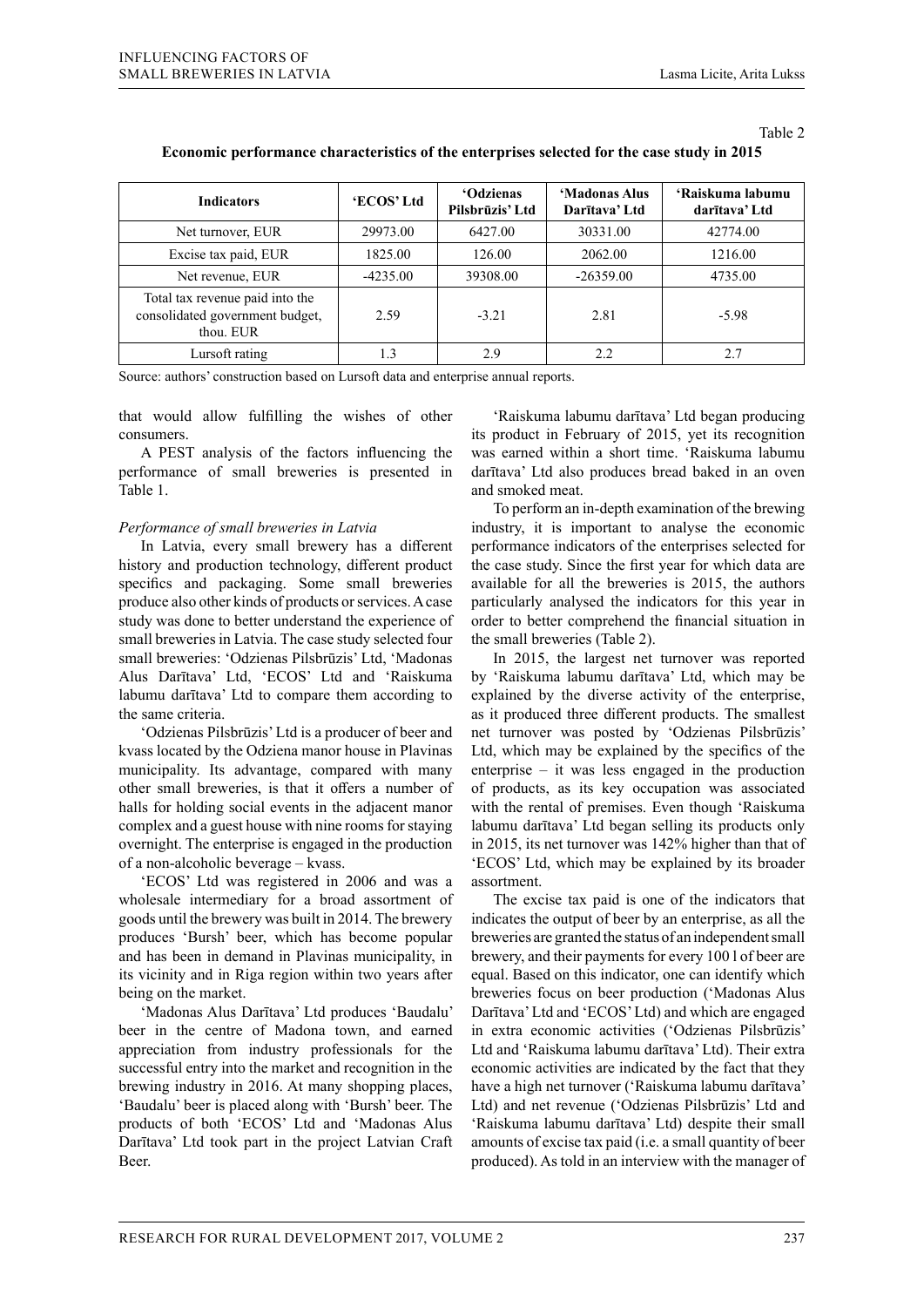Table 2

**Economic performance characteristics of the enterprises selected for the case study in 2015**

| Indicators | 'ECOS' Ltd | 'Odzienas Pilsbrūzis' Ltd | 'Madonas Alus Darītava' Ltd | 'Raiskuma labumu darītava' Ltd |
|---|---|---|---|---|
| Net turnover, EUR | 29973.00 | 6427.00 | 30331.00 | 42774.00 |
| Excise tax paid, EUR | 1825.00 | 126.00 | 2062.00 | 1216.00 |
| Net revenue, EUR | -4235.00 | 39308.00 | -26359.00 | 4735.00 |
| Total tax revenue paid into the consolidated government budget, thou. EUR | 2.59 | -3.21 | 2.81 | -5.98 |
| Lursoft rating | 1.3 | 2.9 | 2.2 | 2.7 |

Source: authors' construction based on Lursoft data and enterprise annual reports.

that would allow fulfilling the wishes of other consumers.

A PEST analysis of the factors influencing the performance of small breweries is presented in Table 1.

*Performance of small breweries in Latvia*

In Latvia, every small brewery has a different history and production technology, different product specifics and packaging. Some small breweries produce also other kinds of products or services. A case study was done to better understand the experience of small breweries in Latvia. The case study selected four small breweries: 'Odzienas Pilsbrūzis' Ltd, 'Madonas Alus Darītava' Ltd, 'ECOS' Ltd and 'Raiskuma labumu darītava' Ltd to compare them according to the same criteria.

'Odzienas Pilsbrūzis' Ltd is a producer of beer and kvass located by the Odziena manor house in Plavinas municipality. Its advantage, compared with many other small breweries, is that it offers a number of halls for holding social events in the adjacent manor complex and a guest house with nine rooms for staying overnight. The enterprise is engaged in the production of a non-alcoholic beverage – kvass.

'ECOS' Ltd was registered in 2006 and was a wholesale intermediary for a broad assortment of goods until the brewery was built in 2014. The brewery produces 'Bursh' beer, which has become popular and has been in demand in Plavinas municipality, in its vicinity and in Riga region within two years after being on the market.

'Madonas Alus Darītava' Ltd produces 'Baudalu' beer in the centre of Madona town, and earned appreciation from industry professionals for the successful entry into the market and recognition in the brewing industry in 2016. At many shopping places, 'Baudalu' beer is placed along with 'Bursh' beer. The products of both 'ECOS' Ltd and 'Madonas Alus Darītava' Ltd took part in the project Latvian Craft Beer.

'Raiskuma labumu darītava' Ltd began producing its product in February of 2015, yet its recognition was earned within a short time. 'Raiskuma labumu darītava' Ltd also produces bread baked in an oven and smoked meat.

To perform an in-depth examination of the brewing industry, it is important to analyse the economic performance indicators of the enterprises selected for the case study. Since the first year for which data are available for all the breweries is 2015, the authors particularly analysed the indicators for this year in order to better comprehend the financial situation in the small breweries (Table 2).

In 2015, the largest net turnover was reported by 'Raiskuma labumu darītava' Ltd, which may be explained by the diverse activity of the enterprise, as it produced three different products. The smallest net turnover was posted by 'Odzienas Pilsbrūzis' Ltd, which may be explained by the specifics of the enterprise – it was less engaged in the production of products, as its key occupation was associated with the rental of premises. Even though 'Raiskuma labumu darītava' Ltd began selling its products only in 2015, its net turnover was 142% higher than that of 'ECOS' Ltd, which may be explained by its broader assortment.

The excise tax paid is one of the indicators that indicates the output of beer by an enterprise, as all the breweries are granted the status of an independent small brewery, and their payments for every 100 l of beer are equal. Based on this indicator, one can identify which breweries focus on beer production ('Madonas Alus Darītava' Ltd and 'ECOS' Ltd) and which are engaged in extra economic activities ('Odzienas Pilsbrūzis' Ltd and 'Raiskuma labumu darītava' Ltd). Their extra economic activities are indicated by the fact that they have a high net turnover ('Raiskuma labumu darītava' Ltd) and net revenue ('Odzienas Pilsbrūzis' Ltd and 'Raiskuma labumu darītava' Ltd) despite their small amounts of excise tax paid (i.e. a small quantity of beer produced). As told in an interview with the manager of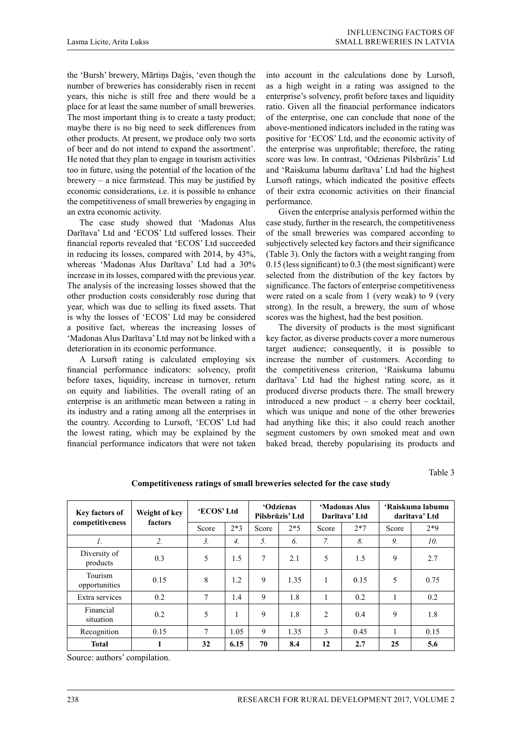the 'Bursh' brewery, Mārtiņs Daģis, 'even though the number of breweries has considerably risen in recent years, this niche is still free and there would be a place for at least the same number of small breweries. The most important thing is to create a tasty product; maybe there is no big need to seek differences from other products. At present, we produce only two sorts of beer and do not intend to expand the assortment'. He noted that they plan to engage in tourism activities too in future, using the potential of the location of the brewery – a nice farmstead. This may be justified by economic considerations, i.e. it is possible to enhance the competitiveness of small breweries by engaging in an extra economic activity.

The case study showed that 'Madonas Alus Darītava' Ltd and 'ECOS' Ltd suffered losses. Their financial reports revealed that 'ECOS' Ltd succeeded in reducing its losses, compared with 2014, by 43%, whereas 'Madonas Alus Darītava' Ltd had a 30% increase in its losses, compared with the previous year. The analysis of the increasing losses showed that the other production costs considerably rose during that year, which was due to selling its fixed assets. That is why the losses of 'ECOS' Ltd may be considered a positive fact, whereas the increasing losses of 'Madonas Alus Darītava' Ltd may not be linked with a deterioration in its economic performance.

A Lursoft rating is calculated employing six financial performance indicators: solvency, profit before taxes, liquidity, increase in turnover, return on equity and liabilities. The overall rating of an enterprise is an arithmetic mean between a rating in its industry and a rating among all the enterprises in the country. According to Lursoft, 'ECOS' Ltd had the lowest rating, which may be explained by the financial performance indicators that were not taken into account in the calculations done by Lursoft, as a high weight in a rating was assigned to the enterprise's solvency, profit before taxes and liquidity ratio. Given all the financial performance indicators of the enterprise, one can conclude that none of the above-mentioned indicators included in the rating was positive for 'ECOS' Ltd, and the economic activity of the enterprise was unprofitable; therefore, the rating score was low. In contrast, 'Odzienas Pilsbrūzis' Ltd and 'Raiskuma labumu darītava' Ltd had the highest Lursoft ratings, which indicated the positive effects of their extra economic activities on their financial performance.

Given the enterprise analysis performed within the case study, further in the research, the competitiveness of the small breweries was compared according to subjectively selected key factors and their significance (Table 3). Only the factors with a weight ranging from 0.15 (less significant) to 0.3 (the most significant) were selected from the distribution of the key factors by significance. The factors of enterprise competitiveness were rated on a scale from 1 (very weak) to 9 (very strong). In the result, a brewery, the sum of whose scores was the highest, had the best position.

The diversity of products is the most significant key factor, as diverse products cover a more numerous target audience; consequently, it is possible to increase the number of customers. According to the competitiveness criterion, 'Raiskuma labumu darītava' Ltd had the highest rating score, as it produced diverse products there. The small brewery introduced a new product – a cherry beer cocktail, which was unique and none of the other breweries had anything like this; it also could reach another segment customers by own smoked meat and own baked bread, thereby popularising its products and

Table 3

**Competitiveness ratings of small breweries selected for the case study**

| Key factors of competitiveness | Weight of key factors | 'ECOS' Ltd | | 'Odzienas Pilsbrūzis' Ltd | | 'Madonas Alus Darītava' Ltd | | 'Raiskuma labumu darītava' Ltd | |
|---|---|---|---|---|---|---|---|---|---|
| | | Score | 2*3 | Score | 2*5 | Score | 2*7 | Score | 2*9 |
| *1.* | *2.* | *3.* | *4.* | *5.* | *6.* | *7.* | *8.* | *9.* | *10.* |
| Diversity of products | 0.3 | 5 | 1.5 | 7 | 2.1 | 5 | 1.5 | 9 | 2.7 |
| Tourism opportunities | 0.15 | 8 | 1.2 | 9 | 1.35 | 1 | 0.15 | 5 | 0.75 |
| Extra services | 0.2 | 7 | 1.4 | 9 | 1.8 | 1 | 0.2 | 1 | 0.2 |
| Financial situation | 0.2 | 5 | 1 | 9 | 1.8 | 2 | 0.4 | 9 | 1.8 |
| Recognition | 0.15 | 7 | 1.05 | 9 | 1.35 | 3 | 0.45 | 1 | 0.15 |
| **Total** | **1** | **32** | **6.15** | **70** | **8.4** | **12** | **2.7** | **25** | **5.6** |

Source: authors' compilation.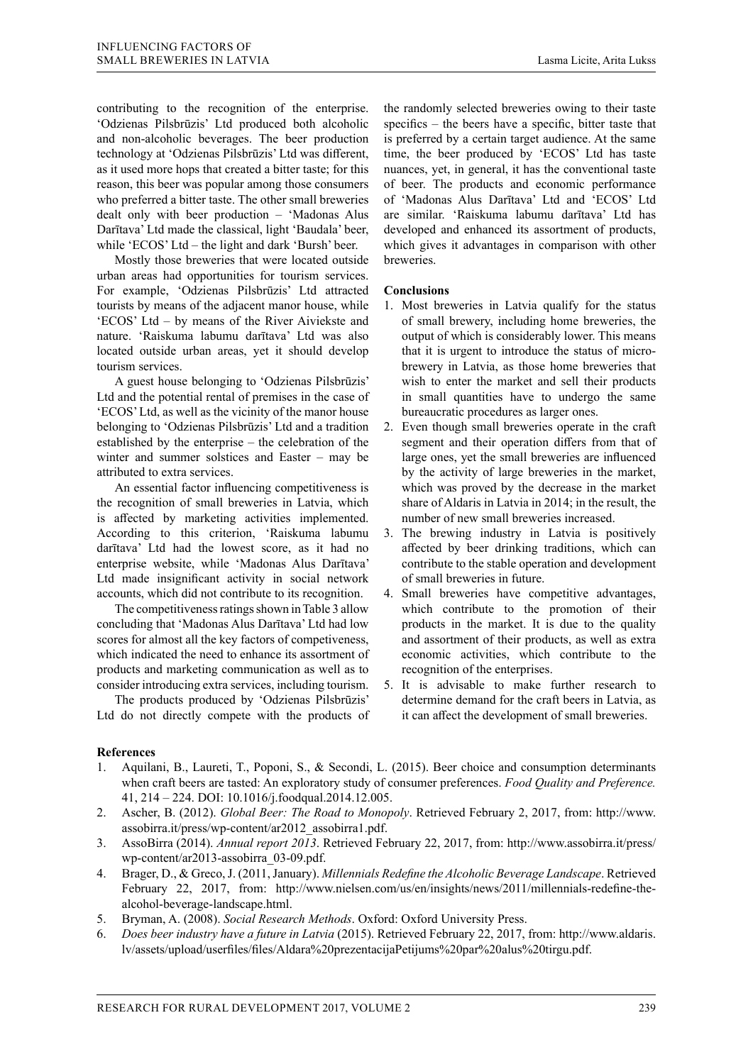contributing to the recognition of the enterprise. 'Odzienas Pilsbrūzis' Ltd produced both alcoholic and non-alcoholic beverages. The beer production technology at 'Odzienas Pilsbrūzis' Ltd was different, as it used more hops that created a bitter taste; for this reason, this beer was popular among those consumers who preferred a bitter taste. The other small breweries dealt only with beer production – 'Madonas Alus Darītava' Ltd made the classical, light 'Baudala' beer, while 'ECOS' Ltd – the light and dark 'Bursh' beer.

Mostly those breweries that were located outside urban areas had opportunities for tourism services. For example, 'Odzienas Pilsbrūzis' Ltd attracted tourists by means of the adjacent manor house, while 'ECOS' Ltd – by means of the River Aiviekste and nature. 'Raiskuma labumu darītava' Ltd was also located outside urban areas, yet it should develop tourism services.

A guest house belonging to 'Odzienas Pilsbrūzis' Ltd and the potential rental of premises in the case of 'ECOS' Ltd, as well as the vicinity of the manor house belonging to 'Odzienas Pilsbrūzis' Ltd and a tradition established by the enterprise – the celebration of the winter and summer solstices and Easter – may be attributed to extra services.

An essential factor influencing competitiveness is the recognition of small breweries in Latvia, which is affected by marketing activities implemented. According to this criterion, 'Raiskuma labumu darītava' Ltd had the lowest score, as it had no enterprise website, while 'Madonas Alus Darītava' Ltd made insignificant activity in social network accounts, which did not contribute to its recognition.

The competitiveness ratings shown in Table 3 allow concluding that 'Madonas Alus Darītava' Ltd had low scores for almost all the key factors of competiveness, which indicated the need to enhance its assortment of products and marketing communication as well as to consider introducing extra services, including tourism.

The products produced by 'Odzienas Pilsbrūzis' Ltd do not directly compete with the products of the randomly selected breweries owing to their taste specifics – the beers have a specific, bitter taste that is preferred by a certain target audience. At the same time, the beer produced by 'ECOS' Ltd has taste nuances, yet, in general, it has the conventional taste of beer. The products and economic performance of 'Madonas Alus Darītava' Ltd and 'ECOS' Ltd are similar. 'Raiskuma labumu darītava' Ltd has developed and enhanced its assortment of products, which gives it advantages in comparison with other breweries.

## Conclusions

1. Most breweries in Latvia qualify for the status of small brewery, including home breweries, the output of which is considerably lower. This means that it is urgent to introduce the status of micro-brewery in Latvia, as those home breweries that wish to enter the market and sell their products in small quantities have to undergo the same bureaucratic procedures as larger ones.
2. Even though small breweries operate in the craft segment and their operation differs from that of large ones, yet the small breweries are influenced by the activity of large breweries in the market, which was proved by the decrease in the market share of Aldaris in Latvia in 2014; in the result, the number of new small breweries increased.
3. The brewing industry in Latvia is positively affected by beer drinking traditions, which can contribute to the stable operation and development of small breweries in future.
4. Small breweries have competitive advantages, which contribute to the promotion of their products in the market. It is due to the quality and assortment of their products, as well as extra economic activities, which contribute to the recognition of the enterprises.
5. It is advisable to make further research to determine demand for the craft beers in Latvia, as it can affect the development of small breweries.

## References

1. Aquilani, B., Laureti, T., Poponi, S., & Secondi, L. (2015). Beer choice and consumption determinants when craft beers are tasted: An exploratory study of consumer preferences. *Food Quality and Preference.* 41, 214 – 224. DOI: 10.1016/j.foodqual.2014.12.005.
2. Ascher, B. (2012). *Global Beer: The Road to Monopoly*. Retrieved February 2, 2017, from: http://www.assobirra.it/press/wp-content/ar2012_assobirra1.pdf.
3. AssoBirra (2014). *Annual report 2013*. Retrieved February 22, 2017, from: http://www.assobirra.it/press/wp-content/ar2013-assobirra_03-09.pdf.
4. Brager, D., & Greco, J. (2011, January). *Millennials Redefine the Alcoholic Beverage Landscape*. Retrieved February 22, 2017, from: http://www.nielsen.com/us/en/insights/news/2011/millennials-redefine-the-alcohol-beverage-landscape.html.
5. Bryman, A. (2008). *Social Research Methods*. Oxford: Oxford University Press.
6. *Does beer industry have a future in Latvia* (2015). Retrieved February 22, 2017, from: http://www.aldaris.lv/assets/upload/userfiles/files/Aldara%20prezentacijaPetijums%20par%20alus%20tirgu.pdf.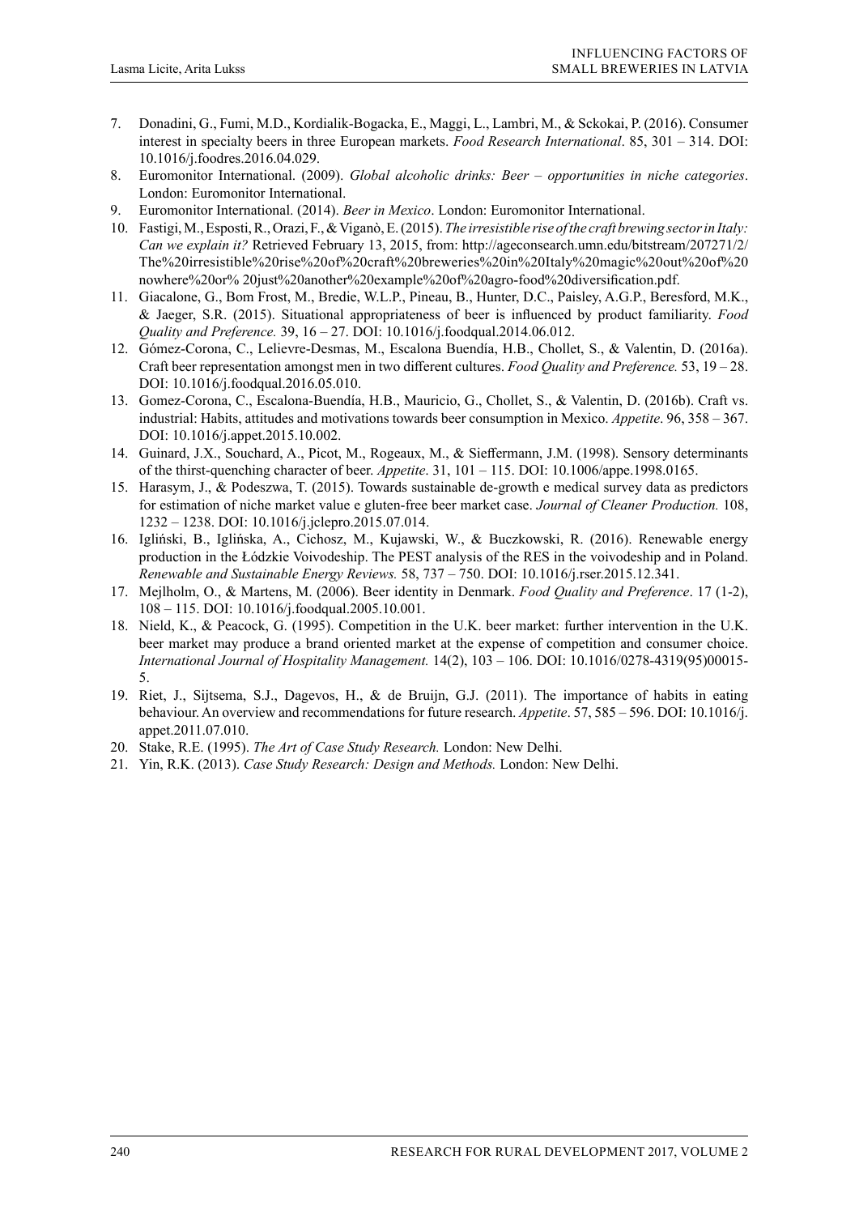7. Donadini, G., Fumi, M.D., Kordialik-Bogacka, E., Maggi, L., Lambri, M., & Sckokai, P. (2016). Consumer interest in specialty beers in three European markets. *Food Research International*. 85, 301 – 314. DOI: 10.1016/j.foodres.2016.04.029.
8. Euromonitor International. (2009). *Global alcoholic drinks: Beer – opportunities in niche categories*. London: Euromonitor International.
9. Euromonitor International. (2014). *Beer in Mexico*. London: Euromonitor International.
10. Fastigi, M., Esposti, R., Orazi, F., & Viganò, E. (2015). *The irresistible rise of the craft brewing sector in Italy: Can we explain it?* Retrieved February 13, 2015, from: http://ageconsearch.umn.edu/bitstream/207271/2/The%20irresistible%20rise%20of%20craft%20breweries%20in%20Italy%20magic%20out%20of%20nowhere%20or% 20just%20another%20example%20of%20agro-food%20diversification.pdf.
11. Giacalone, G., Bom Frost, M., Bredie, W.L.P., Pineau, B., Hunter, D.C., Paisley, A.G.P., Beresford, M.K., & Jaeger, S.R. (2015). Situational appropriateness of beer is influenced by product familiarity. *Food Quality and Preference.* 39, 16 – 27. DOI: 10.1016/j.foodqual.2014.06.012.
12. Gómez-Corona, C., Lelievre-Desmas, M., Escalona Buendía, H.B., Chollet, S., & Valentin, D. (2016a). Craft beer representation amongst men in two different cultures. *Food Quality and Preference.* 53, 19 – 28. DOI: 10.1016/j.foodqual.2016.05.010.
13. Gomez-Corona, C., Escalona-Buendía, H.B., Mauricio, G., Chollet, S., & Valentin, D. (2016b). Craft vs. industrial: Habits, attitudes and motivations towards beer consumption in Mexico. *Appetite*. 96, 358 – 367. DOI: 10.1016/j.appet.2015.10.002.
14. Guinard, J.X., Souchard, A., Picot, M., Rogeaux, M., & Sieffermann, J.M. (1998). Sensory determinants of the thirst-quenching character of beer. *Appetite*. 31, 101 – 115. DOI: 10.1006/appe.1998.0165.
15. Harasym, J., & Podeszwa, T. (2015). Towards sustainable de-growth e medical survey data as predictors for estimation of niche market value e gluten-free beer market case. *Journal of Cleaner Production.* 108, 1232 – 1238. DOI: 10.1016/j.jclepro.2015.07.014.
16. Igliński, B., Iglińska, A., Cichosz, M., Kujawski, W., & Buczkowski, R. (2016). Renewable energy production in the Łódzkie Voivodeship. The PEST analysis of the RES in the voivodeship and in Poland. *Renewable and Sustainable Energy Reviews.* 58, 737 – 750. DOI: 10.1016/j.rser.2015.12.341.
17. Mejlholm, O., & Martens, M. (2006). Beer identity in Denmark. *Food Quality and Preference*. 17 (1-2), 108 – 115. DOI: 10.1016/j.foodqual.2005.10.001.
18. Nield, K., & Peacock, G. (1995). Competition in the U.K. beer market: further intervention in the U.K. beer market may produce a brand oriented market at the expense of competition and consumer choice. *International Journal of Hospitality Management.* 14(2), 103 – 106. DOI: 10.1016/0278-4319(95)00015-5.
19. Riet, J., Sijtsema, S.J., Dagevos, H., & de Bruijn, G.J. (2011). The importance of habits in eating behaviour. An overview and recommendations for future research. *Appetite*. 57, 585 – 596. DOI: 10.1016/j.appet.2011.07.010.
20. Stake, R.E. (1995). *The Art of Case Study Research.* London: New Delhi.
21. Yin, R.K. (2013). *Case Study Research: Design and Methods.* London: New Delhi.